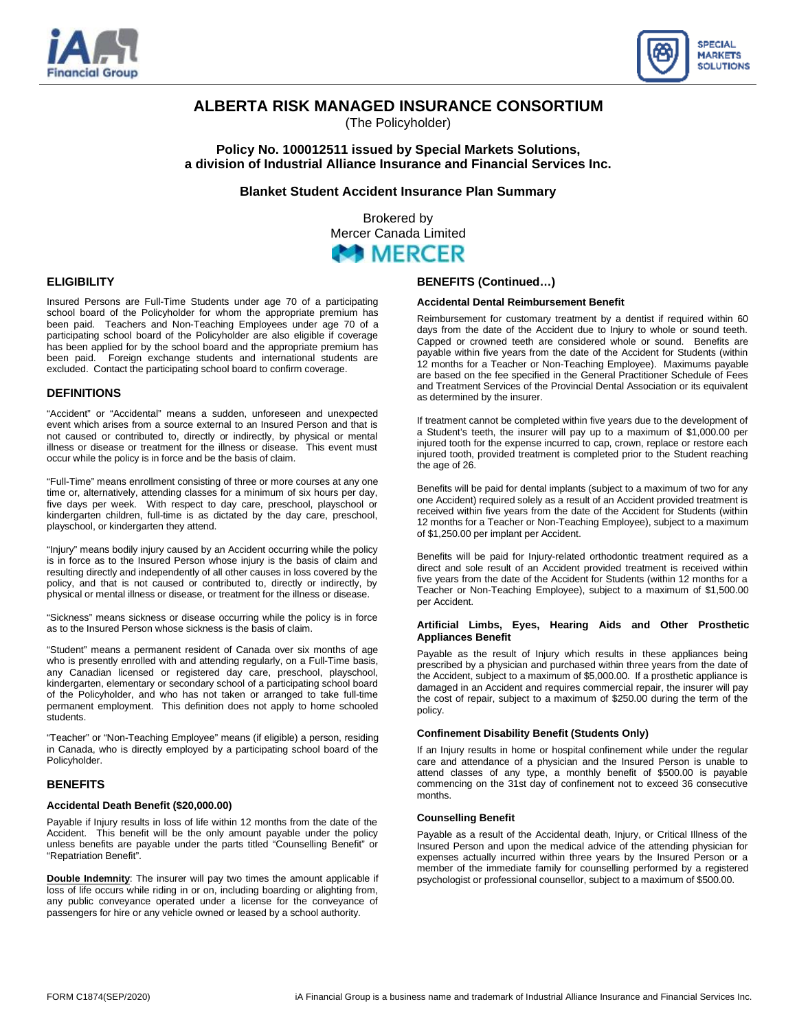# ALBERTA RISK MANAGED INSURANCE CONSORTIUM

(The Policyholder)

**Policy No. 100012511 issued by Special Markets Solutions, a division of Industrial Alliance Insurance and Financial Services Inc.**

**Blanket Student Accident Insurance Plan Summary**

Brokered by
Mercer Canada Limited

## ELIGIBILITY

Insured Persons are Full-Time Students under age 70 of a participating school board of the Policyholder for whom the appropriate premium has been paid. Teachers and Non-Teaching Employees under age 70 of a participating school board of the Policyholder are also eligible if coverage has been applied for by the school board and the appropriate premium has been paid. Foreign exchange students and international students are excluded. Contact the participating school board to confirm coverage.

## DEFINITIONS

"Accident" or "Accidental" means a sudden, unforeseen and unexpected event which arises from a source external to an Insured Person and that is not caused or contributed to, directly or indirectly, by physical or mental illness or disease or treatment for the illness or disease. This event must occur while the policy is in force and be the basis of claim.

"Full-Time" means enrollment consisting of three or more courses at any one time or, alternatively, attending classes for a minimum of six hours per day, five days per week. With respect to day care, preschool, playschool or kindergarten children, full-time is as dictated by the day care, preschool, playschool, or kindergarten they attend.

"Injury" means bodily injury caused by an Accident occurring while the policy is in force as to the Insured Person whose injury is the basis of claim and resulting directly and independently of all other causes in loss covered by the policy, and that is not caused or contributed to, directly or indirectly, by physical or mental illness or disease, or treatment for the illness or disease.

"Sickness" means sickness or disease occurring while the policy is in force as to the Insured Person whose sickness is the basis of claim.

"Student" means a permanent resident of Canada over six months of age who is presently enrolled with and attending regularly, on a Full-Time basis, any Canadian licensed or registered day care, preschool, playschool, kindergarten, elementary or secondary school of a participating school board of the Policyholder, and who has not taken or arranged to take full-time permanent employment. This definition does not apply to home schooled students.

"Teacher" or "Non-Teaching Employee" means (if eligible) a person, residing in Canada, who is directly employed by a participating school board of the Policyholder.

## BENEFITS

### Accidental Death Benefit ($20,000.00)

Payable if Injury results in loss of life within 12 months from the date of the Accident. This benefit will be the only amount payable under the policy unless benefits are payable under the parts titled "Counselling Benefit" or "Repatriation Benefit".

**Double Indemnity**: The insurer will pay two times the amount applicable if loss of life occurs while riding in or on, including boarding or alighting from, any public conveyance operated under a license for the conveyance of passengers for hire or any vehicle owned or leased by a school authority.

## BENEFITS (Continued…)

### Accidental Dental Reimbursement Benefit

Reimbursement for customary treatment by a dentist if required within 60 days from the date of the Accident due to Injury to whole or sound teeth. Capped or crowned teeth are considered whole or sound. Benefits are payable within five years from the date of the Accident for Students (within 12 months for a Teacher or Non-Teaching Employee). Maximums payable are based on the fee specified in the General Practitioner Schedule of Fees and Treatment Services of the Provincial Dental Association or its equivalent as determined by the insurer.

If treatment cannot be completed within five years due to the development of a Student's teeth, the insurer will pay up to a maximum of $1,000.00 per injured tooth for the expense incurred to cap, crown, replace or restore each injured tooth, provided treatment is completed prior to the Student reaching the age of 26.

Benefits will be paid for dental implants (subject to a maximum of two for any one Accident) required solely as a result of an Accident provided treatment is received within five years from the date of the Accident for Students (within 12 months for a Teacher or Non-Teaching Employee), subject to a maximum of $1,250.00 per implant per Accident.

Benefits will be paid for Injury-related orthodontic treatment required as a direct and sole result of an Accident provided treatment is received within five years from the date of the Accident for Students (within 12 months for a Teacher or Non-Teaching Employee), subject to a maximum of $1,500.00 per Accident.

### Artificial Limbs, Eyes, Hearing Aids and Other Prosthetic Appliances Benefit

Payable as the result of Injury which results in these appliances being prescribed by a physician and purchased within three years from the date of the Accident, subject to a maximum of $5,000.00. If a prosthetic appliance is damaged in an Accident and requires commercial repair, the insurer will pay the cost of repair, subject to a maximum of $250.00 during the term of the policy.

### Confinement Disability Benefit (Students Only)

If an Injury results in home or hospital confinement while under the regular care and attendance of a physician and the Insured Person is unable to attend classes of any type, a monthly benefit of $500.00 is payable commencing on the 31st day of confinement not to exceed 36 consecutive months.

### Counselling Benefit

Payable as a result of the Accidental death, Injury, or Critical Illness of the Insured Person and upon the medical advice of the attending physician for expenses actually incurred within three years by the Insured Person or a member of the immediate family for counselling performed by a registered psychologist or professional counsellor, subject to a maximum of $500.00.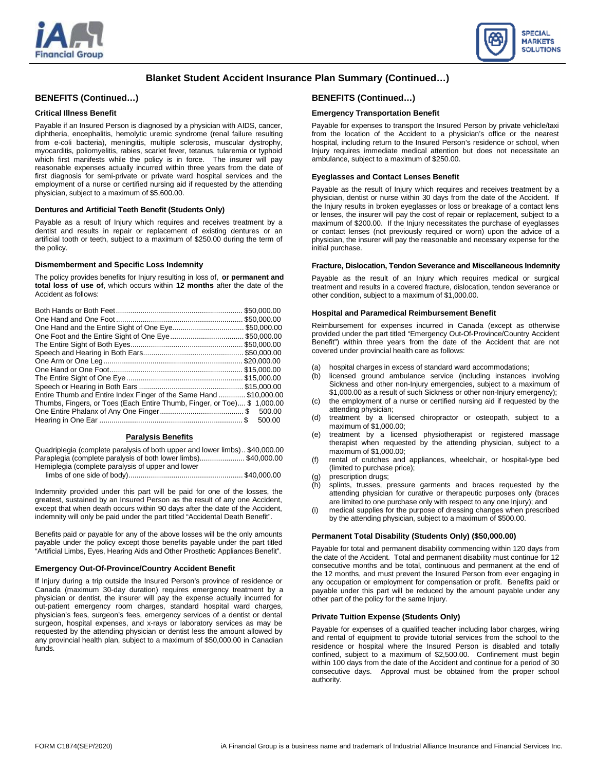# Blanket Student Accident Insurance Plan Summary (Continued…)

## BENEFITS (Continued…)

### Critical Illness Benefit

Payable if an Insured Person is diagnosed by a physician with AIDS, cancer, diphtheria, encephalitis, hemolytic uremic syndrome (renal failure resulting from e-coli bacteria), meningitis, multiple sclerosis, muscular dystrophy, myocarditis, poliomyelitis, rabies, scarlet fever, tetanus, tularemia or typhoid which first manifests while the policy is in force. The insurer will pay reasonable expenses actually incurred within three years from the date of first diagnosis for semi-private or private ward hospital services and the employment of a nurse or certified nursing aid if requested by the attending physician, subject to a maximum of $5,600.00.

### Dentures and Artificial Teeth Benefit (Students Only)

Payable as a result of Injury which requires and receives treatment by a dentist and results in repair or replacement of existing dentures or an artificial tooth or teeth, subject to a maximum of $250.00 during the term of the policy.

### Dismemberment and Specific Loss Indemnity

The policy provides benefits for Injury resulting in loss of, **or permanent and total loss of use of**, which occurs within **12 months** after the date of the Accident as follows:

| Loss | Amount |
|---|---|
| Both Hands or Both Feet | $50,000.00 |
| One Hand and One Foot | $50,000.00 |
| One Hand and the Entire Sight of One Eye | $50,000.00 |
| One Foot and the Entire Sight of One Eye | $50,000.00 |
| The Entire Sight of Both Eyes | $50,000.00 |
| Speech and Hearing in Both Ears | $50,000.00 |
| One Arm or One Leg | $20,000.00 |
| One Hand or One Foot | $15,000.00 |
| The Entire Sight of One Eye | $15,000.00 |
| Speech or Hearing in Both Ears | $15,000.00 |
| Entire Thumb and Entire Index Finger of the Same Hand | $10,000.00 |
| Thumbs, Fingers, or Toes (Each Entire Thumb, Finger, or Toe) | $ 1,000.00 |
| One Entire Phalanx of Any One Finger | $ 500.00 |
| Hearing in One Ear | $ 500.00 |

**Paralysis Benefits**

| Paralysis | Amount |
|---|---|
| Quadriplegia (complete paralysis of both upper and lower limbs) | $40,000.00 |
| Paraplegia (complete paralysis of both lower limbs) | $40,000.00 |
| Hemiplegia (complete paralysis of upper and lower limbs of one side of body) | $40,000.00 |

Indemnity provided under this part will be paid for one of the losses, the greatest, sustained by an Insured Person as the result of any one Accident, except that when death occurs within 90 days after the date of the Accident, indemnity will only be paid under the part titled "Accidental Death Benefit".

Benefits paid or payable for any of the above losses will be the only amounts payable under the policy except those benefits payable under the part titled "Artificial Limbs, Eyes, Hearing Aids and Other Prosthetic Appliances Benefit".

### Emergency Out-Of-Province/Country Accident Benefit

If Injury during a trip outside the Insured Person's province of residence or Canada (maximum 30-day duration) requires emergency treatment by a physician or dentist, the insurer will pay the expense actually incurred for out-patient emergency room charges, standard hospital ward charges, physician's fees, surgeon's fees, emergency services of a dentist or dental surgeon, hospital expenses, and x-rays or laboratory services as may be requested by the attending physician or dentist less the amount allowed by any provincial health plan, subject to a maximum of $50,000.00 in Canadian funds.

### Emergency Transportation Benefit

Payable for expenses to transport the Insured Person by private vehicle/taxi from the location of the Accident to a physician's office or the nearest hospital, including return to the Insured Person's residence or school, when Injury requires immediate medical attention but does not necessitate an ambulance, subject to a maximum of $250.00.

### Eyeglasses and Contact Lenses Benefit

Payable as the result of Injury which requires and receives treatment by a physician, dentist or nurse within 30 days from the date of the Accident. If the Injury results in broken eyeglasses or loss or breakage of a contact lens or lenses, the insurer will pay the cost of repair or replacement, subject to a maximum of $200.00. If the Injury necessitates the purchase of eyeglasses or contact lenses (not previously required or worn) upon the advice of a physician, the insurer will pay the reasonable and necessary expense for the initial purchase.

### Fracture, Dislocation, Tendon Severance and Miscellaneous Indemnity

Payable as the result of an Injury which requires medical or surgical treatment and results in a covered fracture, dislocation, tendon severance or other condition, subject to a maximum of $1,000.00.

### Hospital and Paramedical Reimbursement Benefit

Reimbursement for expenses incurred in Canada (except as otherwise provided under the part titled "Emergency Out-Of-Province/Country Accident Benefit") within three years from the date of the Accident that are not covered under provincial health care as follows:

(a) hospital charges in excess of standard ward accommodations;
(b) licensed ground ambulance service (including instances involving Sickness and other non-Injury emergencies, subject to a maximum of $1,000.00 as a result of such Sickness or other non-Injury emergency);
(c) the employment of a nurse or certified nursing aid if requested by the attending physician;
(d) treatment by a licensed chiropractor or osteopath, subject to a maximum of $1,000.00;
(e) treatment by a licensed physiotherapist or registered massage therapist when requested by the attending physician, subject to a maximum of $1,000.00;
(f) rental of crutches and appliances, wheelchair, or hospital-type bed (limited to purchase price);
(g) prescription drugs;
(h) splints, trusses, pressure garments and braces requested by the attending physician for curative or therapeutic purposes only (braces are limited to one purchase only with respect to any one Injury); and
(i) medical supplies for the purpose of dressing changes when prescribed by the attending physician, subject to a maximum of $500.00.

### Permanent Total Disability (Students Only) ($50,000.00)

Payable for total and permanent disability commencing within 120 days from the date of the Accident. Total and permanent disability must continue for 12 consecutive months and be total, continuous and permanent at the end of the 12 months, and must prevent the Insured Person from ever engaging in any occupation or employment for compensation or profit. Benefits paid or payable under this part will be reduced by the amount payable under any other part of the policy for the same Injury.

### Private Tuition Expense (Students Only)

Payable for expenses of a qualified teacher including labor charges, wiring and rental of equipment to provide tutorial services from the school to the residence or hospital where the Insured Person is disabled and totally confined, subject to a maximum of $2,500.00. Confinement must begin within 100 days from the date of the Accident and continue for a period of 30 consecutive days. Approval must be obtained from the proper school authority.

FORM C1874(SEP/2020) iA Financial Group is a business name and trademark of Industrial Alliance Insurance and Financial Services Inc.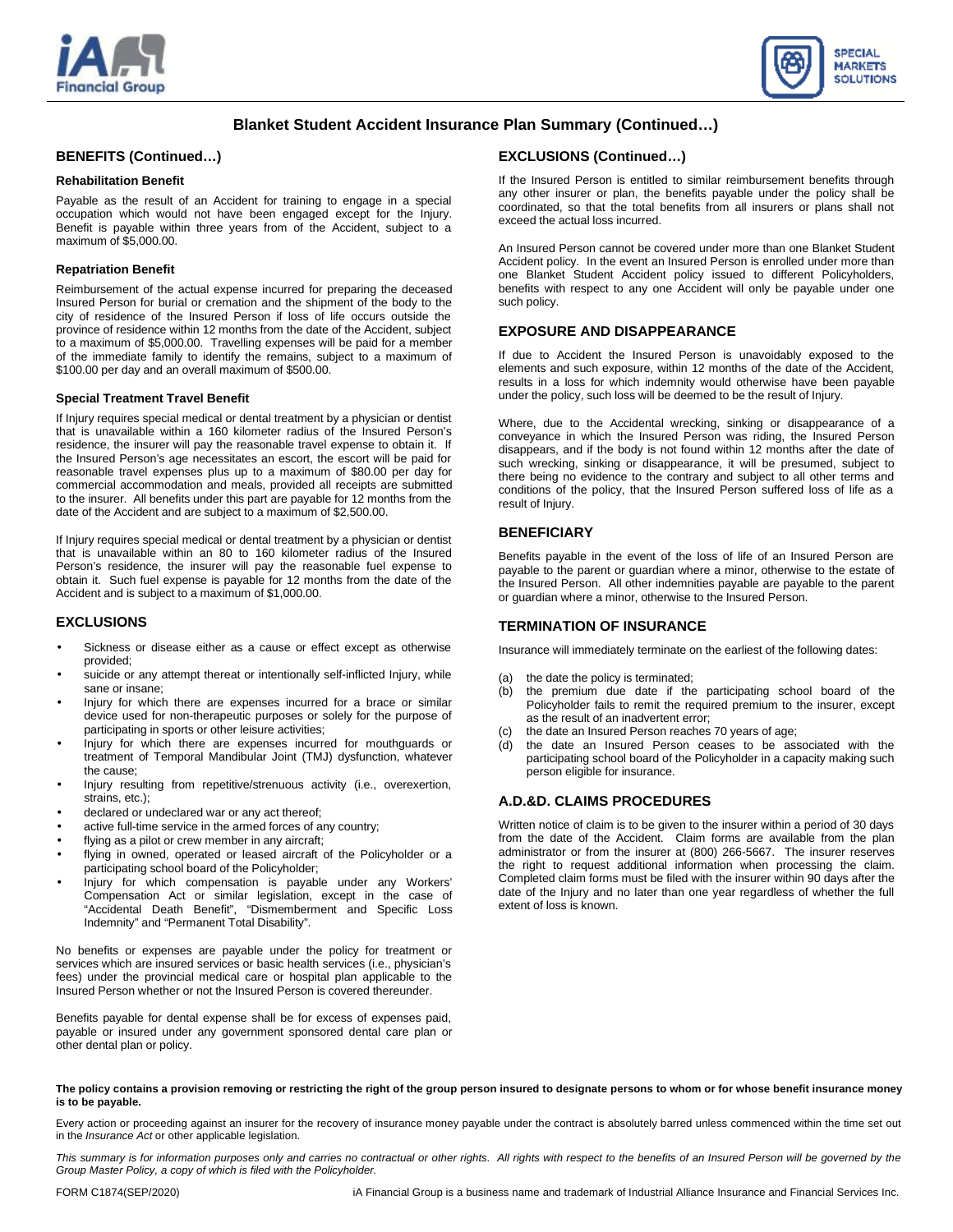# Blanket Student Accident Insurance Plan Summary (Continued…)

## BENEFITS (Continued…)

### Rehabilitation Benefit

Payable as the result of an Accident for training to engage in a special occupation which would not have been engaged except for the Injury. Benefit is payable within three years from of the Accident, subject to a maximum of $5,000.00.

### Repatriation Benefit

Reimbursement of the actual expense incurred for preparing the deceased Insured Person for burial or cremation and the shipment of the body to the city of residence of the Insured Person if loss of life occurs outside the province of residence within 12 months from the date of the Accident, subject to a maximum of $5,000.00. Travelling expenses will be paid for a member of the immediate family to identify the remains, subject to a maximum of $100.00 per day and an overall maximum of $500.00.

### Special Treatment Travel Benefit

If Injury requires special medical or dental treatment by a physician or dentist that is unavailable within a 160 kilometer radius of the Insured Person's residence, the insurer will pay the reasonable travel expense to obtain it. If the Insured Person's age necessitates an escort, the escort will be paid for reasonable travel expenses plus up to a maximum of $80.00 per day for commercial accommodation and meals, provided all receipts are submitted to the insurer. All benefits under this part are payable for 12 months from the date of the Accident and are subject to a maximum of $2,500.00.

If Injury requires special medical or dental treatment by a physician or dentist that is unavailable within an 80 to 160 kilometer radius of the Insured Person's residence, the insurer will pay the reasonable fuel expense to obtain it. Such fuel expense is payable for 12 months from the date of the Accident and is subject to a maximum of $1,000.00.

## EXCLUSIONS

- Sickness or disease either as a cause or effect except as otherwise provided;
- suicide or any attempt thereat or intentionally self-inflicted Injury, while sane or insane;
- Injury for which there are expenses incurred for a brace or similar device used for non-therapeutic purposes or solely for the purpose of participating in sports or other leisure activities;
- Injury for which there are expenses incurred for mouthguards or treatment of Temporal Mandibular Joint (TMJ) dysfunction, whatever the cause;
- Injury resulting from repetitive/strenuous activity (i.e., overexertion, strains, etc.);
- declared or undeclared war or any act thereof;
- active full-time service in the armed forces of any country;
- flying as a pilot or crew member in any aircraft;
- flying in owned, operated or leased aircraft of the Policyholder or a participating school board of the Policyholder;
- Injury for which compensation is payable under any Workers' Compensation Act or similar legislation, except in the case of "Accidental Death Benefit", "Dismemberment and Specific Loss Indemnity" and "Permanent Total Disability".

No benefits or expenses are payable under the policy for treatment or services which are insured services or basic health services (i.e., physician's fees) under the provincial medical care or hospital plan applicable to the Insured Person whether or not the Insured Person is covered thereunder.

Benefits payable for dental expense shall be for excess of expenses paid, payable or insured under any government sponsored dental care plan or other dental plan or policy.

## EXCLUSIONS (Continued…)

If the Insured Person is entitled to similar reimbursement benefits through any other insurer or plan, the benefits payable under the policy shall be coordinated, so that the total benefits from all insurers or plans shall not exceed the actual loss incurred.

An Insured Person cannot be covered under more than one Blanket Student Accident policy. In the event an Insured Person is enrolled under more than one Blanket Student Accident policy issued to different Policyholders, benefits with respect to any one Accident will only be payable under one such policy.

## EXPOSURE AND DISAPPEARANCE

If due to Accident the Insured Person is unavoidably exposed to the elements and such exposure, within 12 months of the date of the Accident, results in a loss for which indemnity would otherwise have been payable under the policy, such loss will be deemed to be the result of Injury.

Where, due to the Accidental wrecking, sinking or disappearance of a conveyance in which the Insured Person was riding, the Insured Person disappears, and if the body is not found within 12 months after the date of such wrecking, sinking or disappearance, it will be presumed, subject to there being no evidence to the contrary and subject to all other terms and conditions of the policy, that the Insured Person suffered loss of life as a result of Injury.

## BENEFICIARY

Benefits payable in the event of the loss of life of an Insured Person are payable to the parent or guardian where a minor, otherwise to the estate of the Insured Person. All other indemnities payable are payable to the parent or guardian where a minor, otherwise to the Insured Person.

## TERMINATION OF INSURANCE

Insurance will immediately terminate on the earliest of the following dates:

(a) the date the policy is terminated;
(b) the premium due date if the participating school board of the Policyholder fails to remit the required premium to the insurer, except as the result of an inadvertent error;
(c) the date an Insured Person reaches 70 years of age;
(d) the date an Insured Person ceases to be associated with the participating school board of the Policyholder in a capacity making such person eligible for insurance.

## A.D.&D. CLAIMS PROCEDURES

Written notice of claim is to be given to the insurer within a period of 30 days from the date of the Accident. Claim forms are available from the plan administrator or from the insurer at (800) 266-5667. The insurer reserves the right to request additional information when processing the claim. Completed claim forms must be filed with the insurer within 90 days after the date of the Injury and no later than one year regardless of whether the full extent of loss is known.

**The policy contains a provision removing or restricting the right of the group person insured to designate persons to whom or for whose benefit insurance money is to be payable.**

Every action or proceeding against an insurer for the recovery of insurance money payable under the contract is absolutely barred unless commenced within the time set out in the *Insurance Act* or other applicable legislation.

*This summary is for information purposes only and carries no contractual or other rights. All rights with respect to the benefits of an Insured Person will be governed by the Group Master Policy, a copy of which is filed with the Policyholder.*

FORM C1874(SEP/2020) iA Financial Group is a business name and trademark of Industrial Alliance Insurance and Financial Services Inc.